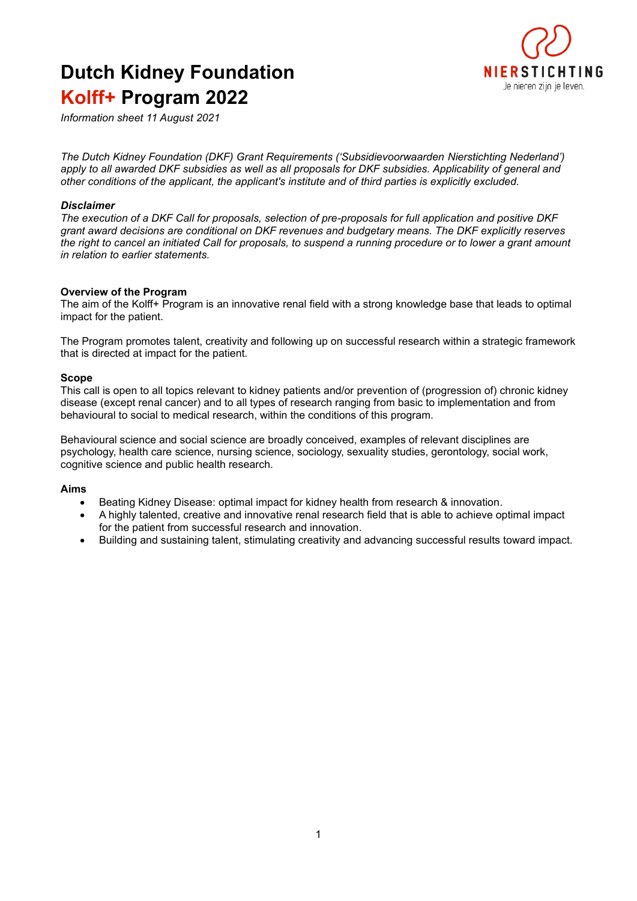# Dutch Kidney Foundation
# Kolff+ Program 2022

*Information sheet 11 August 2021*

*The Dutch Kidney Foundation (DKF) Grant Requirements ('Subsidievoorwaarden Nierstichting Nederland') apply to all awarded DKF subsidies as well as all proposals for DKF subsidies. Applicability of general and other conditions of the applicant, the applicant's institute and of third parties is explicitly excluded.*

***Disclaimer***

*The execution of a DKF Call for proposals, selection of pre-proposals for full application and positive DKF grant award decisions are conditional on DKF revenues and budgetary means. The DKF explicitly reserves the right to cancel an initiated Call for proposals, to suspend a running procedure or to lower a grant amount in relation to earlier statements.*

**Overview of the Program**

The aim of the Kolff+ Program is an innovative renal field with a strong knowledge base that leads to optimal impact for the patient.

The Program promotes talent, creativity and following up on successful research within a strategic framework that is directed at impact for the patient.

**Scope**

This call is open to all topics relevant to kidney patients and/or prevention of (progression of) chronic kidney disease (except renal cancer) and to all types of research ranging from basic to implementation and from behavioural to social to medical research, within the conditions of this program.

Behavioural science and social science are broadly conceived, examples of relevant disciplines are psychology, health care science, nursing science, sociology, sexuality studies, gerontology, social work, cognitive science and public health research.

**Aims**

- Beating Kidney Disease: optimal impact for kidney health from research & innovation.
- A highly talented, creative and innovative renal research field that is able to achieve optimal impact for the patient from successful research and innovation.
- Building and sustaining talent, stimulating creativity and advancing successful results toward impact.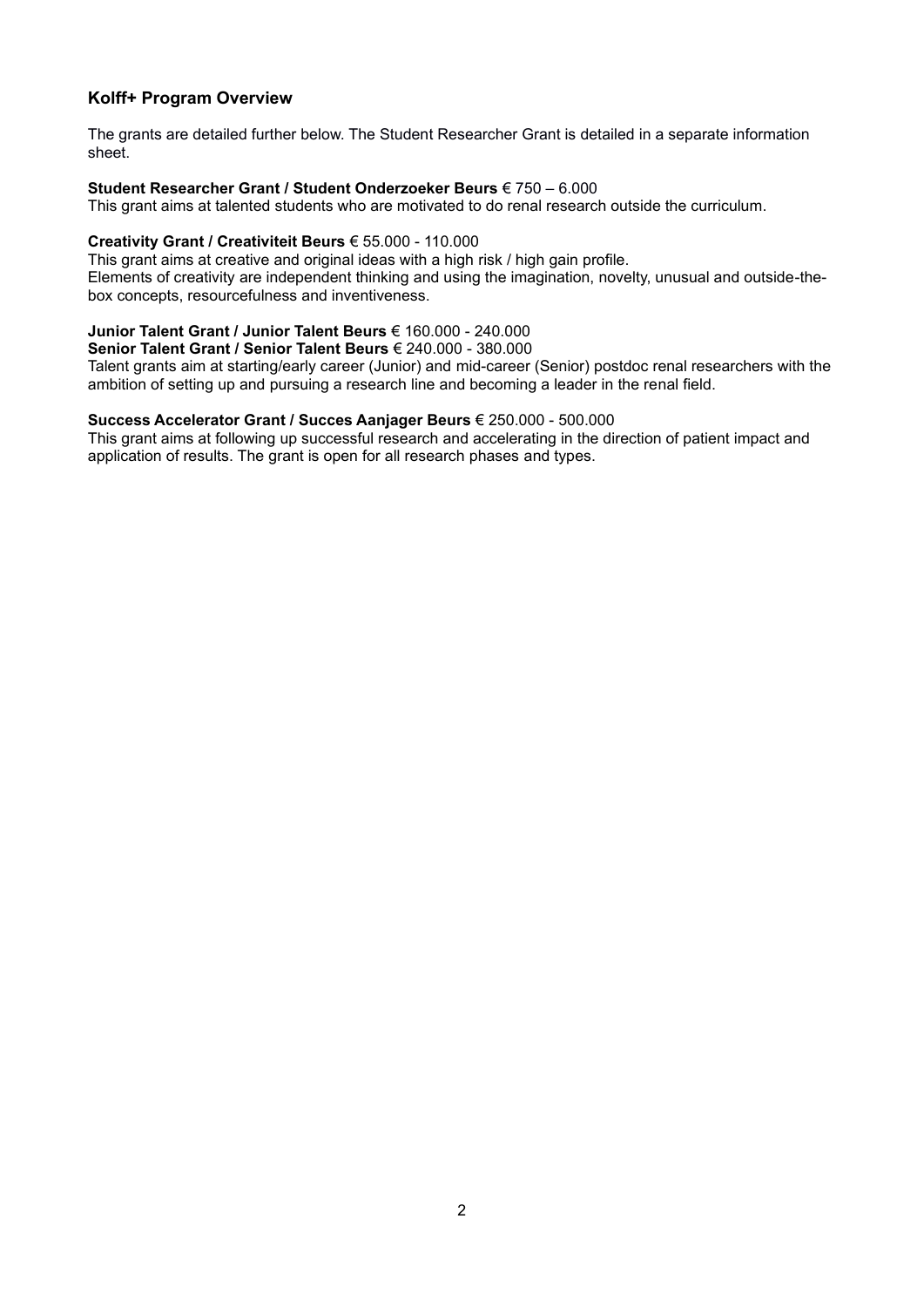## Kolff+ Program Overview

The grants are detailed further below. The Student Researcher Grant is detailed in a separate information sheet.

**Student Researcher Grant / Student Onderzoeker Beurs** € 750 – 6.000
This grant aims at talented students who are motivated to do renal research outside the curriculum.

**Creativity Grant / Creativiteit Beurs** € 55.000 - 110.000
This grant aims at creative and original ideas with a high risk / high gain profile.
Elements of creativity are independent thinking and using the imagination, novelty, unusual and outside-the-box concepts, resourcefulness and inventiveness.

**Junior Talent Grant / Junior Talent Beurs** € 160.000 - 240.000
**Senior Talent Grant / Senior Talent Beurs** € 240.000 - 380.000
Talent grants aim at starting/early career (Junior) and mid-career (Senior) postdoc renal researchers with the ambition of setting up and pursuing a research line and becoming a leader in the renal field.

**Success Accelerator Grant / Succes Aanjager Beurs** € 250.000 - 500.000
This grant aims at following up successful research and accelerating in the direction of patient impact and application of results. The grant is open for all research phases and types.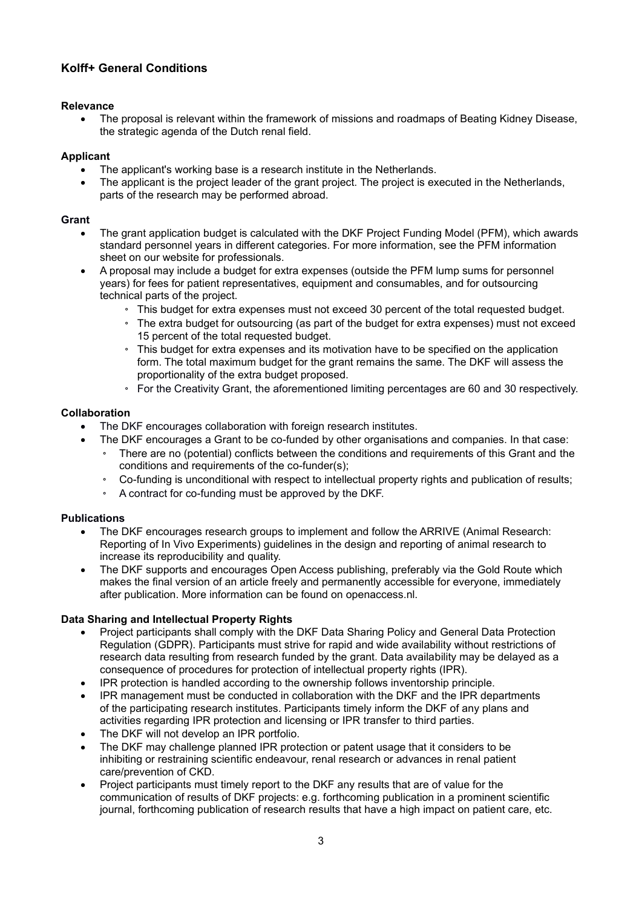## Kolff+ General Conditions

**Relevance**

- The proposal is relevant within the framework of missions and roadmaps of Beating Kidney Disease, the strategic agenda of the Dutch renal field.

**Applicant**

- The applicant's working base is a research institute in the Netherlands.
- The applicant is the project leader of the grant project. The project is executed in the Netherlands, parts of the research may be performed abroad.

**Grant**

- The grant application budget is calculated with the DKF Project Funding Model (PFM), which awards standard personnel years in different categories. For more information, see the PFM information sheet on our website for professionals.
- A proposal may include a budget for extra expenses (outside the PFM lump sums for personnel years) for fees for patient representatives, equipment and consumables, and for outsourcing technical parts of the project.
  - This budget for extra expenses must not exceed 30 percent of the total requested budget.
  - The extra budget for outsourcing (as part of the budget for extra expenses) must not exceed 15 percent of the total requested budget.
  - This budget for extra expenses and its motivation have to be specified on the application form. The total maximum budget for the grant remains the same. The DKF will assess the proportionality of the extra budget proposed.
  - For the Creativity Grant, the aforementioned limiting percentages are 60 and 30 respectively.

**Collaboration**

- The DKF encourages collaboration with foreign research institutes.
- The DKF encourages a Grant to be co-funded by other organisations and companies. In that case:
  - There are no (potential) conflicts between the conditions and requirements of this Grant and the conditions and requirements of the co-funder(s);
  - Co-funding is unconditional with respect to intellectual property rights and publication of results;
  - A contract for co-funding must be approved by the DKF.

**Publications**

- The DKF encourages research groups to implement and follow the ARRIVE (Animal Research: Reporting of In Vivo Experiments) guidelines in the design and reporting of animal research to increase its reproducibility and quality.
- The DKF supports and encourages Open Access publishing, preferably via the Gold Route which makes the final version of an article freely and permanently accessible for everyone, immediately after publication. More information can be found on openaccess.nl.

**Data Sharing and Intellectual Property Rights**

- Project participants shall comply with the DKF Data Sharing Policy and General Data Protection Regulation (GDPR). Participants must strive for rapid and wide availability without restrictions of research data resulting from research funded by the grant. Data availability may be delayed as a consequence of procedures for protection of intellectual property rights (IPR).
- IPR protection is handled according to the ownership follows inventorship principle.
- IPR management must be conducted in collaboration with the DKF and the IPR departments of the participating research institutes. Participants timely inform the DKF of any plans and activities regarding IPR protection and licensing or IPR transfer to third parties.
- The DKF will not develop an IPR portfolio.
- The DKF may challenge planned IPR protection or patent usage that it considers to be inhibiting or restraining scientific endeavour, renal research or advances in renal patient care/prevention of CKD.
- Project participants must timely report to the DKF any results that are of value for the communication of results of DKF projects: e.g. forthcoming publication in a prominent scientific journal, forthcoming publication of research results that have a high impact on patient care, etc.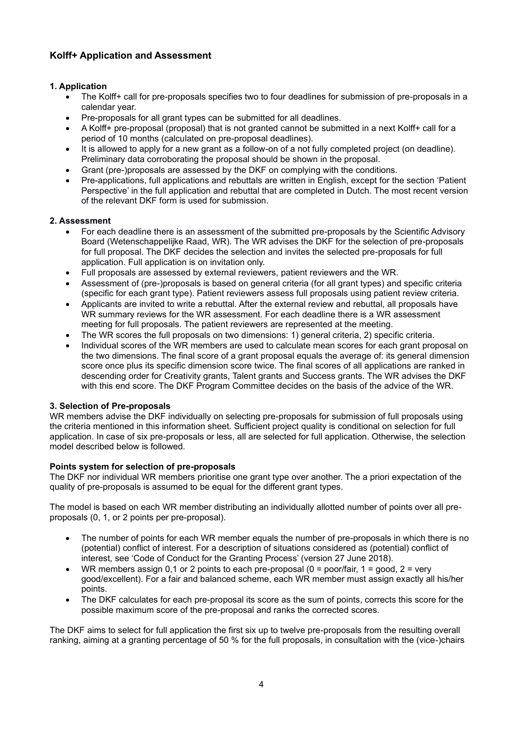## Kolff+ Application and Assessment

### 1. Application

- The Kolff+ call for pre-proposals specifies two to four deadlines for submission of pre-proposals in a calendar year.
- Pre-proposals for all grant types can be submitted for all deadlines.
- A Kolff+ pre-proposal (proposal) that is not granted cannot be submitted in a next Kolff+ call for a period of 10 months (calculated on pre-proposal deadlines).
- It is allowed to apply for a new grant as a follow-on of a not fully completed project (on deadline). Preliminary data corroborating the proposal should be shown in the proposal.
- Grant (pre-)proposals are assessed by the DKF on complying with the conditions.
- Pre-applications, full applications and rebuttals are written in English, except for the section 'Patient Perspective' in the full application and rebuttal that are completed in Dutch. The most recent version of the relevant DKF form is used for submission.

### 2. Assessment

- For each deadline there is an assessment of the submitted pre-proposals by the Scientific Advisory Board (Wetenschappelijke Raad, WR). The WR advises the DKF for the selection of pre-proposals for full proposal. The DKF decides the selection and invites the selected pre-proposals for full application. Full application is on invitation only.
- Full proposals are assessed by external reviewers, patient reviewers and the WR.
- Assessment of (pre-)proposals is based on general criteria (for all grant types) and specific criteria (specific for each grant type). Patient reviewers assess full proposals using patient review criteria.
- Applicants are invited to write a rebuttal. After the external review and rebuttal, all proposals have WR summary reviews for the WR assessment. For each deadline there is a WR assessment meeting for full proposals. The patient reviewers are represented at the meeting.
- The WR scores the full proposals on two dimensions: 1) general criteria, 2) specific criteria.
- Individual scores of the WR members are used to calculate mean scores for each grant proposal on the two dimensions. The final score of a grant proposal equals the average of: its general dimension score once plus its specific dimension score twice. The final scores of all applications are ranked in descending order for Creativity grants, Talent grants and Success grants. The WR advises the DKF with this end score. The DKF Program Committee decides on the basis of the advice of the WR.

### 3. Selection of Pre-proposals

WR members advise the DKF individually on selecting pre-proposals for submission of full proposals using the criteria mentioned in this information sheet. Sufficient project quality is conditional on selection for full application. In case of six pre-proposals or less, all are selected for full application. Otherwise, the selection model described below is followed.

**Points system for selection of pre-proposals**

The DKF nor individual WR members prioritise one grant type over another. The a priori expectation of the quality of pre-proposals is assumed to be equal for the different grant types.

The model is based on each WR member distributing an individually allotted number of points over all pre-proposals (0, 1, or 2 points per pre-proposal).

- The number of points for each WR member equals the number of pre-proposals in which there is no (potential) conflict of interest. For a description of situations considered as (potential) conflict of interest, see 'Code of Conduct for the Granting Process' (version 27 June 2018).
- WR members assign 0,1 or 2 points to each pre-proposal (0 = poor/fair, 1 = good, 2 = very good/excellent). For a fair and balanced scheme, each WR member must assign exactly all his/her points.
- The DKF calculates for each pre-proposal its score as the sum of points, corrects this score for the possible maximum score of the pre-proposal and ranks the corrected scores.

The DKF aims to select for full application the first six up to twelve pre-proposals from the resulting overall ranking, aiming at a granting percentage of 50 % for the full proposals, in consultation with the (vice-)chairs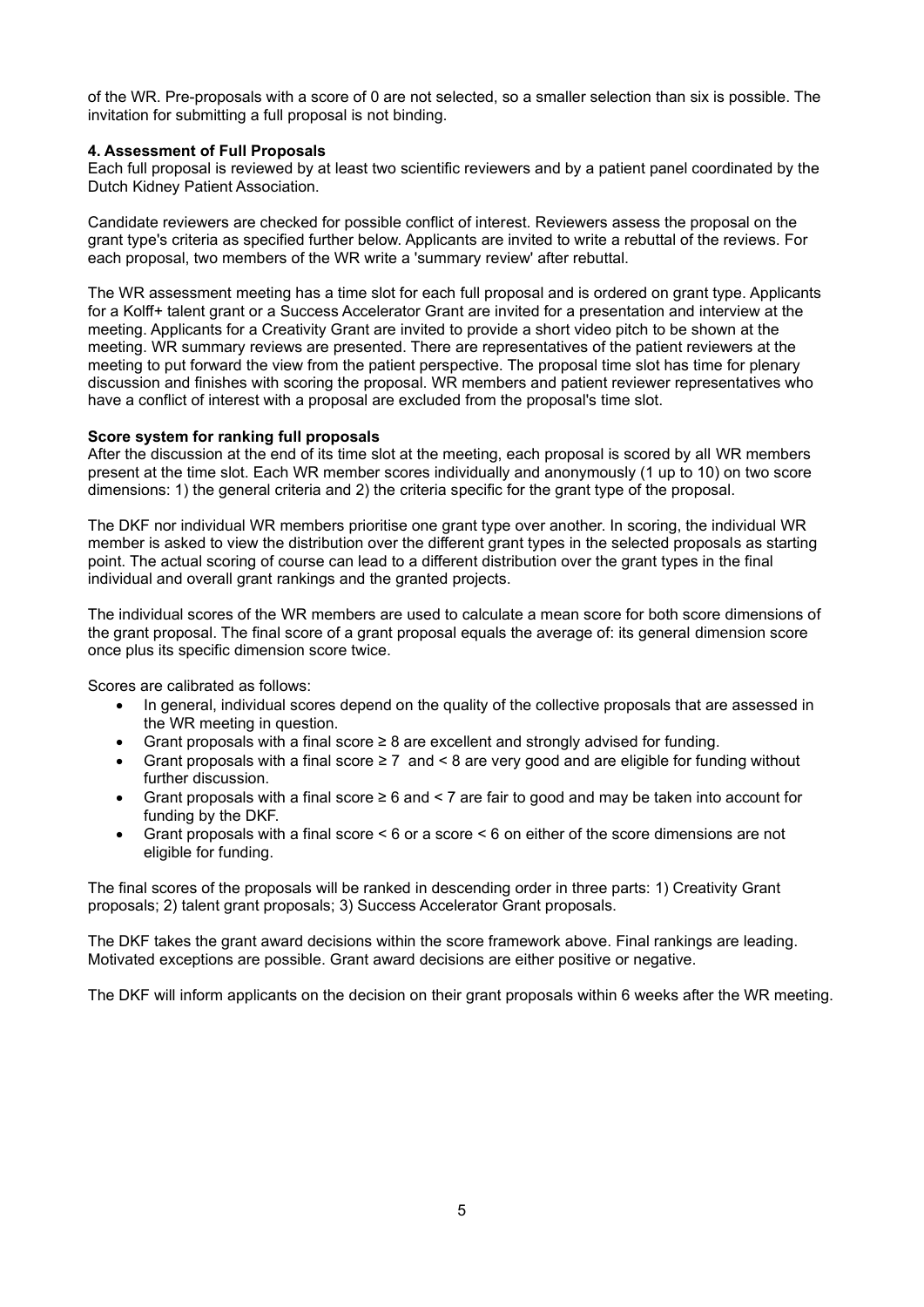of the WR. Pre-proposals with a score of 0 are not selected, so a smaller selection than six is possible. The invitation for submitting a full proposal is not binding.

**4. Assessment of Full Proposals**

Each full proposal is reviewed by at least two scientific reviewers and by a patient panel coordinated by the Dutch Kidney Patient Association.

Candidate reviewers are checked for possible conflict of interest. Reviewers assess the proposal on the grant type's criteria as specified further below. Applicants are invited to write a rebuttal of the reviews. For each proposal, two members of the WR write a 'summary review' after rebuttal.

The WR assessment meeting has a time slot for each full proposal and is ordered on grant type. Applicants for a Kolff+ talent grant or a Success Accelerator Grant are invited for a presentation and interview at the meeting. Applicants for a Creativity Grant are invited to provide a short video pitch to be shown at the meeting. WR summary reviews are presented. There are representatives of the patient reviewers at the meeting to put forward the view from the patient perspective. The proposal time slot has time for plenary discussion and finishes with scoring the proposal. WR members and patient reviewer representatives who have a conflict of interest with a proposal are excluded from the proposal's time slot.

**Score system for ranking full proposals**

After the discussion at the end of its time slot at the meeting, each proposal is scored by all WR members present at the time slot. Each WR member scores individually and anonymously (1 up to 10) on two score dimensions: 1) the general criteria and 2) the criteria specific for the grant type of the proposal.

The DKF nor individual WR members prioritise one grant type over another. In scoring, the individual WR member is asked to view the distribution over the different grant types in the selected proposals as starting point. The actual scoring of course can lead to a different distribution over the grant types in the final individual and overall grant rankings and the granted projects.

The individual scores of the WR members are used to calculate a mean score for both score dimensions of the grant proposal. The final score of a grant proposal equals the average of: its general dimension score once plus its specific dimension score twice.

Scores are calibrated as follows:

- In general, individual scores depend on the quality of the collective proposals that are assessed in the WR meeting in question.
- Grant proposals with a final score ≥ 8 are excellent and strongly advised for funding.
- Grant proposals with a final score ≥ 7 and < 8 are very good and are eligible for funding without further discussion.
- Grant proposals with a final score ≥ 6 and < 7 are fair to good and may be taken into account for funding by the DKF.
- Grant proposals with a final score < 6 or a score < 6 on either of the score dimensions are not eligible for funding.

The final scores of the proposals will be ranked in descending order in three parts: 1) Creativity Grant proposals; 2) talent grant proposals; 3) Success Accelerator Grant proposals.

The DKF takes the grant award decisions within the score framework above. Final rankings are leading. Motivated exceptions are possible. Grant award decisions are either positive or negative.

The DKF will inform applicants on the decision on their grant proposals within 6 weeks after the WR meeting.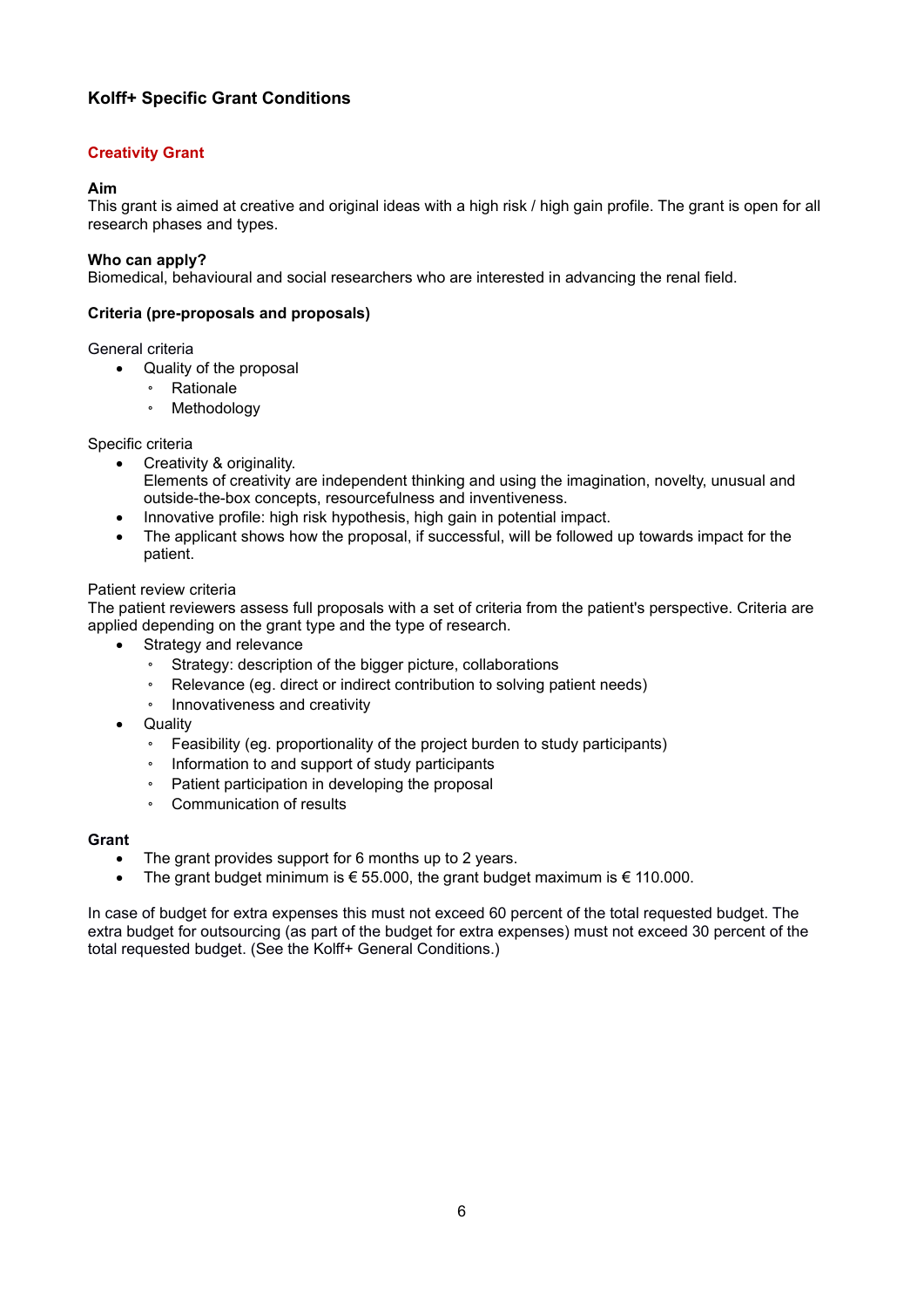## Kolff+ Specific Grant Conditions

### Creativity Grant

**Aim**
This grant is aimed at creative and original ideas with a high risk / high gain profile. The grant is open for all research phases and types.

**Who can apply?**
Biomedical, behavioural and social researchers who are interested in advancing the renal field.

**Criteria (pre-proposals and proposals)**

General criteria

- Quality of the proposal
  - Rationale
  - Methodology

Specific criteria

- Creativity & originality.
  Elements of creativity are independent thinking and using the imagination, novelty, unusual and outside-the-box concepts, resourcefulness and inventiveness.
- Innovative profile: high risk hypothesis, high gain in potential impact.
- The applicant shows how the proposal, if successful, will be followed up towards impact for the patient.

Patient review criteria
The patient reviewers assess full proposals with a set of criteria from the patient's perspective. Criteria are applied depending on the grant type and the type of research.

- Strategy and relevance
  - Strategy: description of the bigger picture, collaborations
  - Relevance (eg. direct or indirect contribution to solving patient needs)
  - Innovativeness and creativity
- Quality
  - Feasibility (eg. proportionality of the project burden to study participants)
  - Information to and support of study participants
  - Patient participation in developing the proposal
  - Communication of results

**Grant**

- The grant provides support for 6 months up to 2 years.
- The grant budget minimum is € 55.000, the grant budget maximum is € 110.000.

In case of budget for extra expenses this must not exceed 60 percent of the total requested budget. The extra budget for outsourcing (as part of the budget for extra expenses) must not exceed 30 percent of the total requested budget. (See the Kolff+ General Conditions.)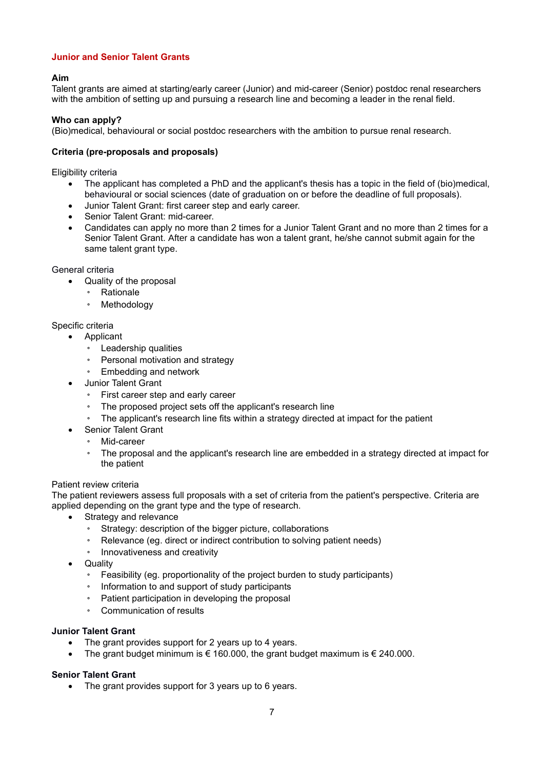## Junior and Senior Talent Grants

**Aim**

Talent grants are aimed at starting/early career (Junior) and mid-career (Senior) postdoc renal researchers with the ambition of setting up and pursuing a research line and becoming a leader in the renal field.

**Who can apply?**

(Bio)medical, behavioural or social postdoc researchers with the ambition to pursue renal research.

**Criteria (pre-proposals and proposals)**

Eligibility criteria

- The applicant has completed a PhD and the applicant's thesis has a topic in the field of (bio)medical, behavioural or social sciences (date of graduation on or before the deadline of full proposals).
- Junior Talent Grant: first career step and early career.
- Senior Talent Grant: mid-career.
- Candidates can apply no more than 2 times for a Junior Talent Grant and no more than 2 times for a Senior Talent Grant. After a candidate has won a talent grant, he/she cannot submit again for the same talent grant type.

General criteria

- Quality of the proposal
  - Rationale
  - Methodology

Specific criteria

- Applicant
  - Leadership qualities
  - Personal motivation and strategy
  - Embedding and network
- Junior Talent Grant
  - First career step and early career
  - The proposed project sets off the applicant's research line
  - The applicant's research line fits within a strategy directed at impact for the patient
- Senior Talent Grant
  - Mid-career
  - The proposal and the applicant's research line are embedded in a strategy directed at impact for the patient

Patient review criteria

The patient reviewers assess full proposals with a set of criteria from the patient's perspective. Criteria are applied depending on the grant type and the type of research.

- Strategy and relevance
  - Strategy: description of the bigger picture, collaborations
  - Relevance (eg. direct or indirect contribution to solving patient needs)
  - Innovativeness and creativity
- Quality
  - Feasibility (eg. proportionality of the project burden to study participants)
  - Information to and support of study participants
  - Patient participation in developing the proposal
  - Communication of results

**Junior Talent Grant**

- The grant provides support for 2 years up to 4 years.
- The grant budget minimum is € 160.000, the grant budget maximum is € 240.000.

**Senior Talent Grant**

- The grant provides support for 3 years up to 6 years.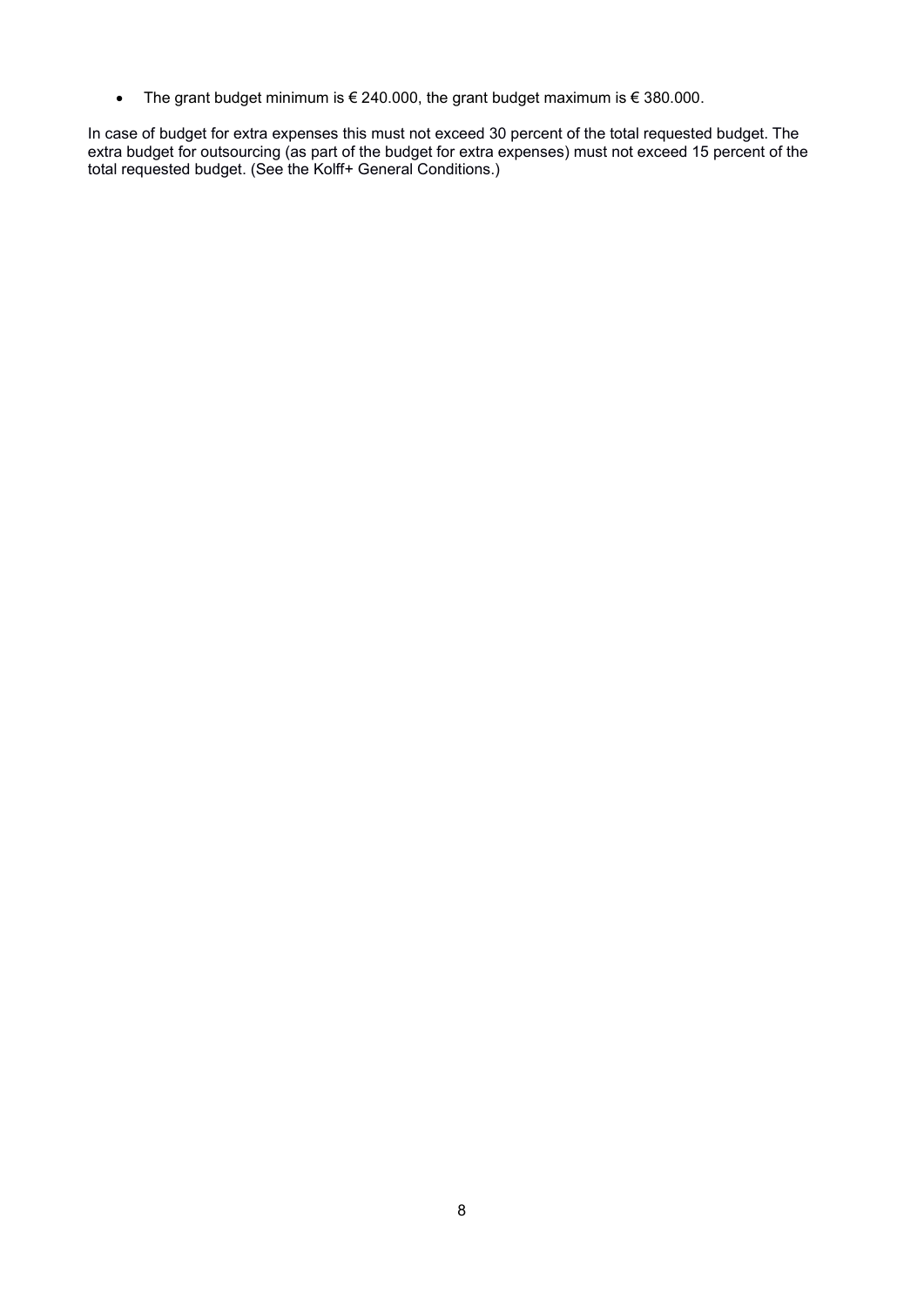- The grant budget minimum is € 240.000, the grant budget maximum is € 380.000.

In case of budget for extra expenses this must not exceed 30 percent of the total requested budget. The extra budget for outsourcing (as part of the budget for extra expenses) must not exceed 15 percent of the total requested budget. (See the Kolff+ General Conditions.)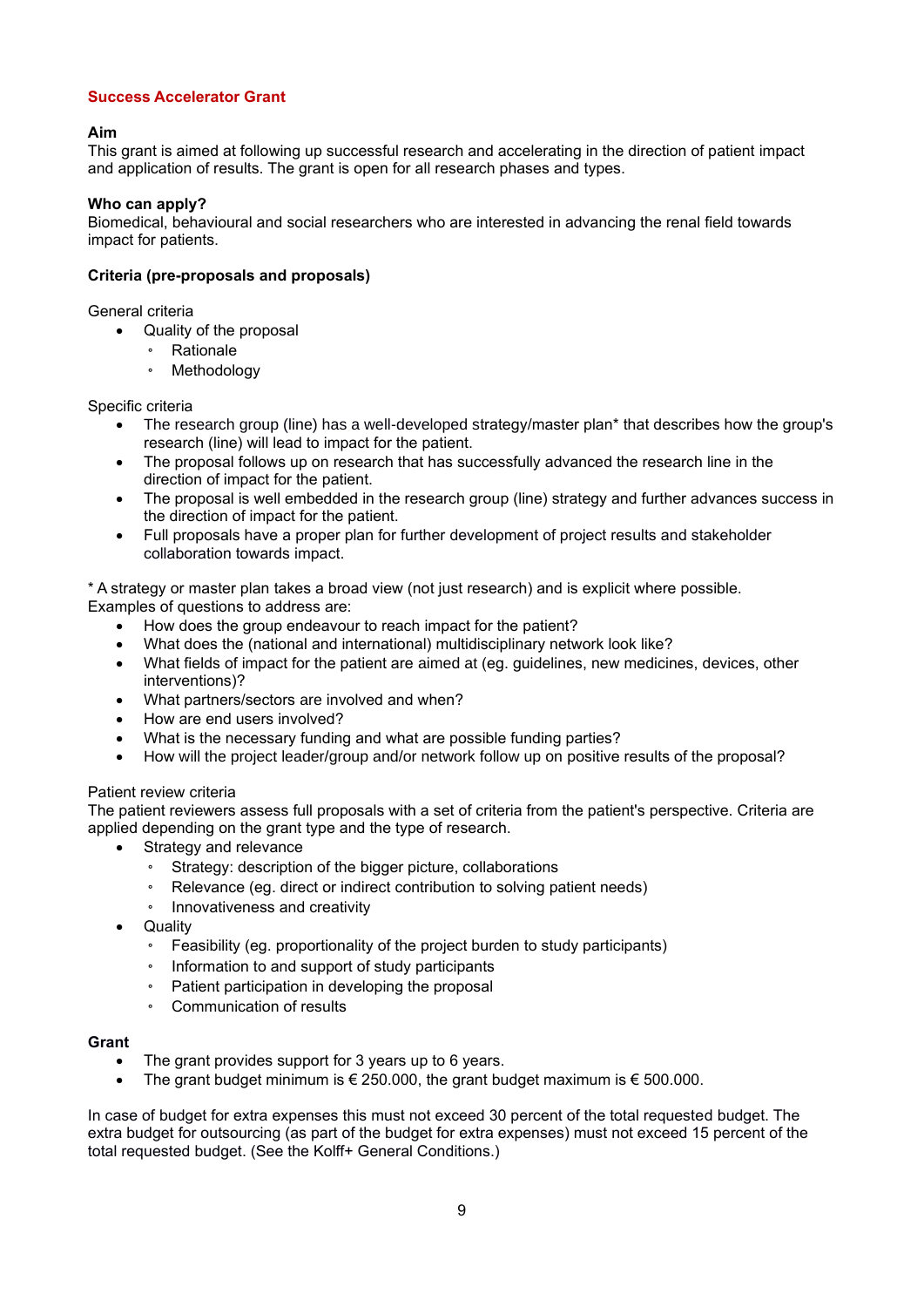## Success Accelerator Grant

**Aim**

This grant is aimed at following up successful research and accelerating in the direction of patient impact and application of results. The grant is open for all research phases and types.

**Who can apply?**

Biomedical, behavioural and social researchers who are interested in advancing the renal field towards impact for patients.

**Criteria (pre-proposals and proposals)**

General criteria

- Quality of the proposal
  - Rationale
  - Methodology

Specific criteria

- The research group (line) has a well-developed strategy/master plan* that describes how the group's research (line) will lead to impact for the patient.
- The proposal follows up on research that has successfully advanced the research line in the direction of impact for the patient.
- The proposal is well embedded in the research group (line) strategy and further advances success in the direction of impact for the patient.
- Full proposals have a proper plan for further development of project results and stakeholder collaboration towards impact.

* A strategy or master plan takes a broad view (not just research) and is explicit where possible. Examples of questions to address are:

- How does the group endeavour to reach impact for the patient?
- What does the (national and international) multidisciplinary network look like?
- What fields of impact for the patient are aimed at (eg. guidelines, new medicines, devices, other interventions)?
- What partners/sectors are involved and when?
- How are end users involved?
- What is the necessary funding and what are possible funding parties?
- How will the project leader/group and/or network follow up on positive results of the proposal?

Patient review criteria

The patient reviewers assess full proposals with a set of criteria from the patient's perspective. Criteria are applied depending on the grant type and the type of research.

- Strategy and relevance
  - Strategy: description of the bigger picture, collaborations
  - Relevance (eg. direct or indirect contribution to solving patient needs)
  - Innovativeness and creativity
- Quality
  - Feasibility (eg. proportionality of the project burden to study participants)
  - Information to and support of study participants
  - Patient participation in developing the proposal
  - Communication of results

**Grant**

- The grant provides support for 3 years up to 6 years.
- The grant budget minimum is € 250.000, the grant budget maximum is € 500.000.

In case of budget for extra expenses this must not exceed 30 percent of the total requested budget. The extra budget for outsourcing (as part of the budget for extra expenses) must not exceed 15 percent of the total requested budget. (See the Kolff+ General Conditions.)